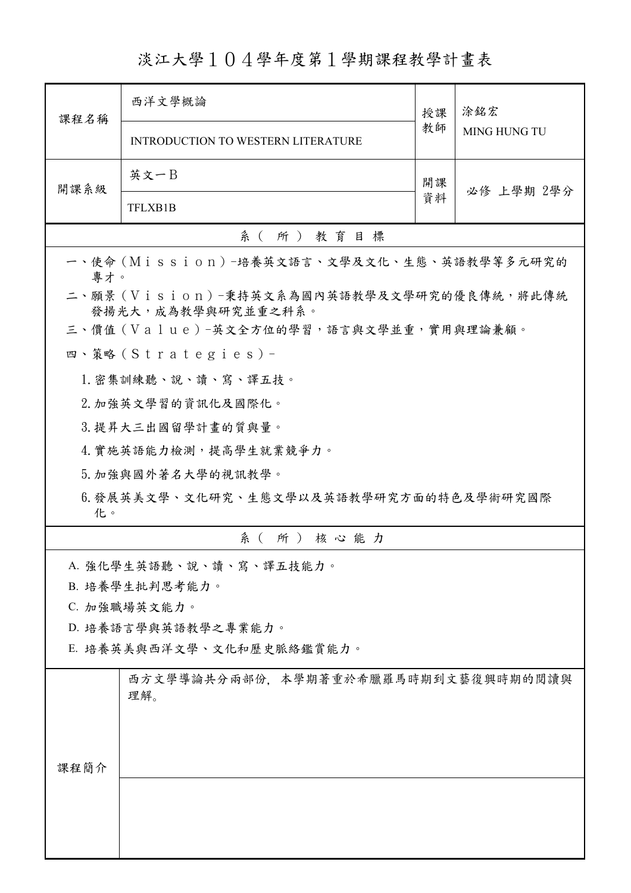# 淡江大學１０４學年度第１學期課程教學計畫表

| 課程名稱 | 西洋文學概論 | 授課教師 | 涂銘宏 |
|---|---|---|---|
| | INTRODUCTION TO WESTERN LITERATURE | | MING HUNG TU |
| 開課系級 | 英文一Ｂ | 開課資料 | 必修 上學期 2學分 |
| | TFLXB1B | | |

## 系（所）教育目標

一、使命（Ｍｉｓｓｉｏｎ）–培養英文語言、文學及文化、生態、英語教學等多元研究的專才。

二、願景（Ｖｉｓｉｏｎ）–秉持英文系為國內英語教學及文學研究的優良傳統，將此傳統發揚光大，成為教學與研究並重之科系。

三、價值（Ｖａｌｕｅ）–英文全方位的學習，語言與文學並重，實用與理論兼顧。

四、策略（Ｓｔｒａｔｅｇｉｅｓ）–

1. 密集訓練聽、說、讀、寫、譯五技。
2. 加強英文學習的資訊化及國際化。
3. 提昇大三出國留學計畫的質與量。
4. 實施英語能力檢測，提高學生就業競爭力。
5. 加強與國外著名大學的視訊教學。
6. 發展英美文學、文化研究、生態文學以及英語教學研究方面的特色及學術研究國際化。

## 系（所）核心能力

A. 強化學生英語聽、說、讀、寫、譯五技能力。

B. 培養學生批判思考能力。

C. 加強職場英文能力。

D. 培養語言學與英語教學之專業能力。

E. 培養英美與西洋文學、文化和歷史脈絡鑑賞能力。

| 課程簡介 | 西方文學導論共分兩部份，本學期著重於希臘羅馬時期到文藝復興時期的閱讀與理解。 |
|---|---|
| | |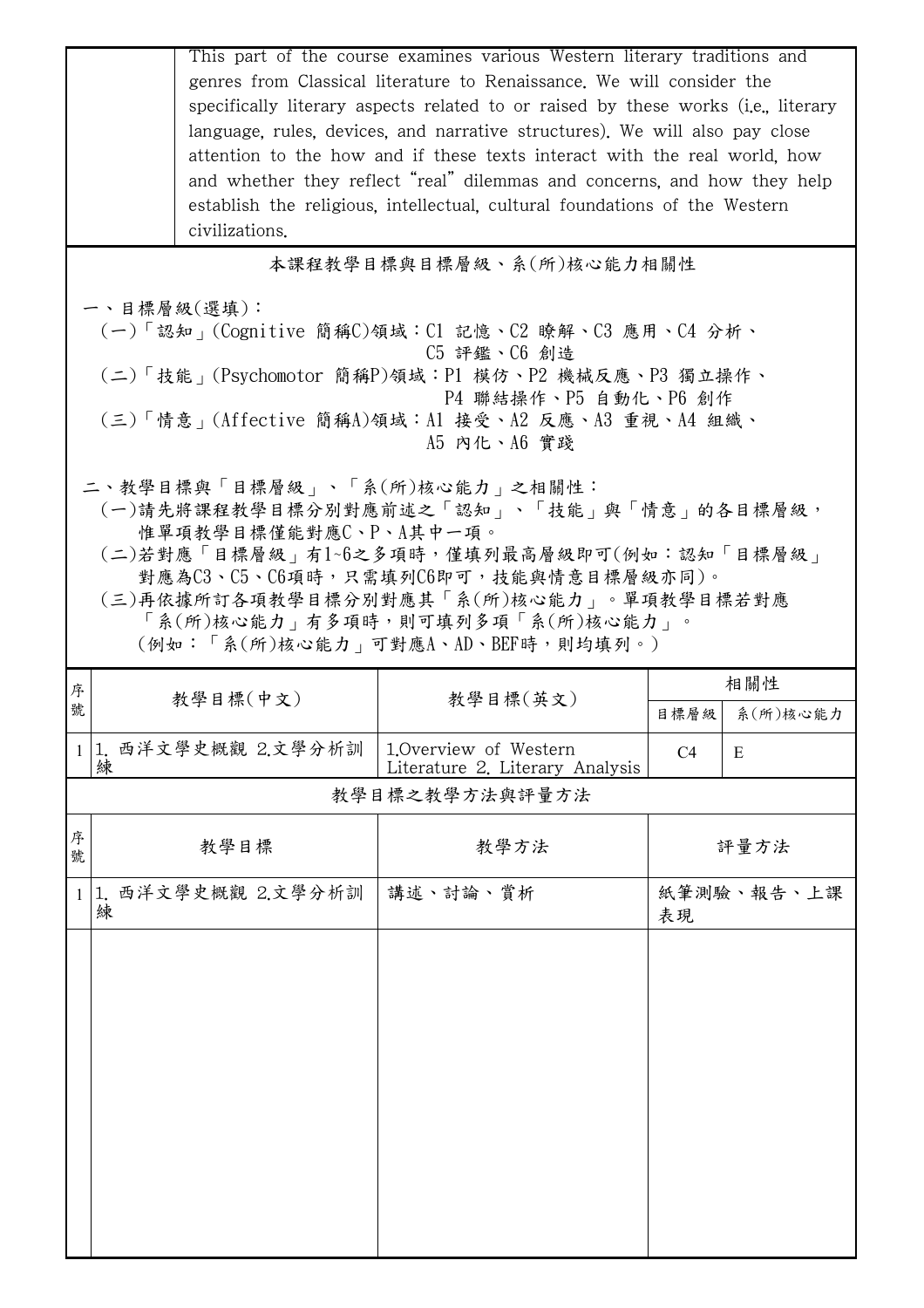This part of the course examines various Western literary traditions and genres from Classical literature to Renaissance. We will consider the specifically literary aspects related to or raised by these works (i.e., literary language, rules, devices, and narrative structures). We will also pay close attention to the how and if these texts interact with the real world, how and whether they reflect "real" dilemmas and concerns, and how they help establish the religious, intellectual, cultural foundations of the Western civilizations.

## 本課程教學目標與目標層級、系(所)核心能力相關性

一、目標層級(選填)：

(一)「認知」(Cognitive 簡稱C)領域：C1 記憶、C2 瞭解、C3 應用、C4 分析、C5 評鑑、C6 創造

(二)「技能」(Psychomotor 簡稱P)領域：P1 模仿、P2 機械反應、P3 獨立操作、P4 聯結操作、P5 自動化、P6 創作

(三)「情意」(Affective 簡稱A)領域：A1 接受、A2 反應、A3 重視、A4 組織、A5 內化、A6 實踐

二、教學目標與「目標層級」、「系(所)核心能力」之相關性：

(一)請先將課程教學目標分別對應前述之「認知」、「技能」與「情意」的各目標層級，惟單項教學目標僅能對應C、P、A其中一項。

(二)若對應「目標層級」有1~6之多項時，僅填列最高層級即可(例如：認知「目標層級」對應為C3、C5、C6項時，只需填列C6即可，技能與情意目標層級亦同)。

(三)再依據所訂各項教學目標分別對應其「系(所)核心能力」。單項教學目標若對應「系(所)核心能力」有多項時，則可填列多項「系(所)核心能力」。(例如：「系(所)核心能力」可對應A、AD、BEF時，則均填列。)

| 序號 | 教學目標(中文) | 教學目標(英文) | 相關性 | |
|---|---|---|---|---|
| | | | 目標層級 | 系(所)核心能力 |
| 1 | 1. 西洋文學史概觀 2.文學分析訓練 | 1.Overview of Western Literature 2. Literary Analysis | C4 | E |

## 教學目標之教學方法與評量方法

| 序號 | 教學目標 | 教學方法 | 評量方法 |
|---|---|---|---|
| 1 | 1. 西洋文學史概觀 2.文學分析訓練 | 講述、討論、賞析 | 紙筆測驗、報告、上課表現 |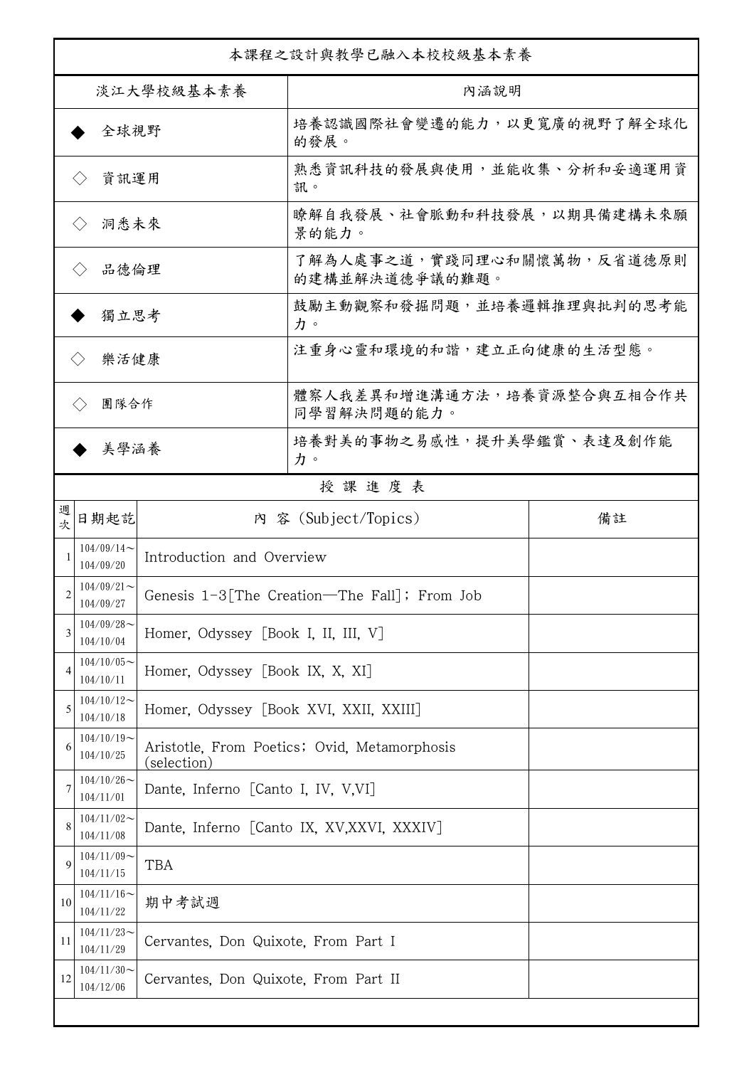本課程之設計與教學已融入本校校級基本素養

| 淡江大學校級基本素養 | 內涵說明 |
| --- | --- |
| ◆ 全球視野 | 培養認識國際社會變遷的能力，以更寬廣的視野了解全球化的發展。 |
| ◇ 資訊運用 | 熟悉資訊科技的發展與使用，並能收集、分析和妥適運用資訊。 |
| ◇ 洞悉未來 | 瞭解自我發展、社會脈動和科技發展，以期具備建構未來願景的能力。 |
| ◇ 品德倫理 | 了解為人處事之道，實踐同理心和關懷萬物，反省道德原則的建構並解決道德爭議的難題。 |
| ◆ 獨立思考 | 鼓勵主動觀察和發掘問題，並培養邏輯推理與批判的思考能力。 |
| ◇ 樂活健康 | 注重身心靈和環境的和諧，建立正向健康的生活型態。 |
| ◇ 團隊合作 | 體察人我差異和增進溝通方法，培養資源整合與互相合作共同學習解決問題的能力。 |
| ◆ 美學涵養 | 培養對美的事物之易感性，提升美學鑑賞、表達及創作能力。 |

授 課 進 度 表

| 週次 | 日期起訖 | 內 容 (Subject/Topics) | 備註 |
| --- | --- | --- | --- |
| 1 | 104/09/14～104/09/20 | Introduction and Overview | |
| 2 | 104/09/21～104/09/27 | Genesis 1-3[The Creation—The Fall]; From Job | |
| 3 | 104/09/28～104/10/04 | Homer, Odyssey [Book I, II, III, V] | |
| 4 | 104/10/05～104/10/11 | Homer, Odyssey [Book IX, X, XI] | |
| 5 | 104/10/12～104/10/18 | Homer, Odyssey [Book XVI, XXII, XXIII] | |
| 6 | 104/10/19～104/10/25 | Aristotle, From Poetics; Ovid, Metamorphosis (selection) | |
| 7 | 104/10/26～104/11/01 | Dante, Inferno [Canto I, IV, V,VI] | |
| 8 | 104/11/02～104/11/08 | Dante, Inferno [Canto IX, XV,XXVI, XXXIV] | |
| 9 | 104/11/09～104/11/15 | TBA | |
| 10 | 104/11/16～104/11/22 | 期中考試週 | |
| 11 | 104/11/23～104/11/29 | Cervantes, Don Quixote, From Part I | |
| 12 | 104/11/30～104/12/06 | Cervantes, Don Quixote, From Part II | |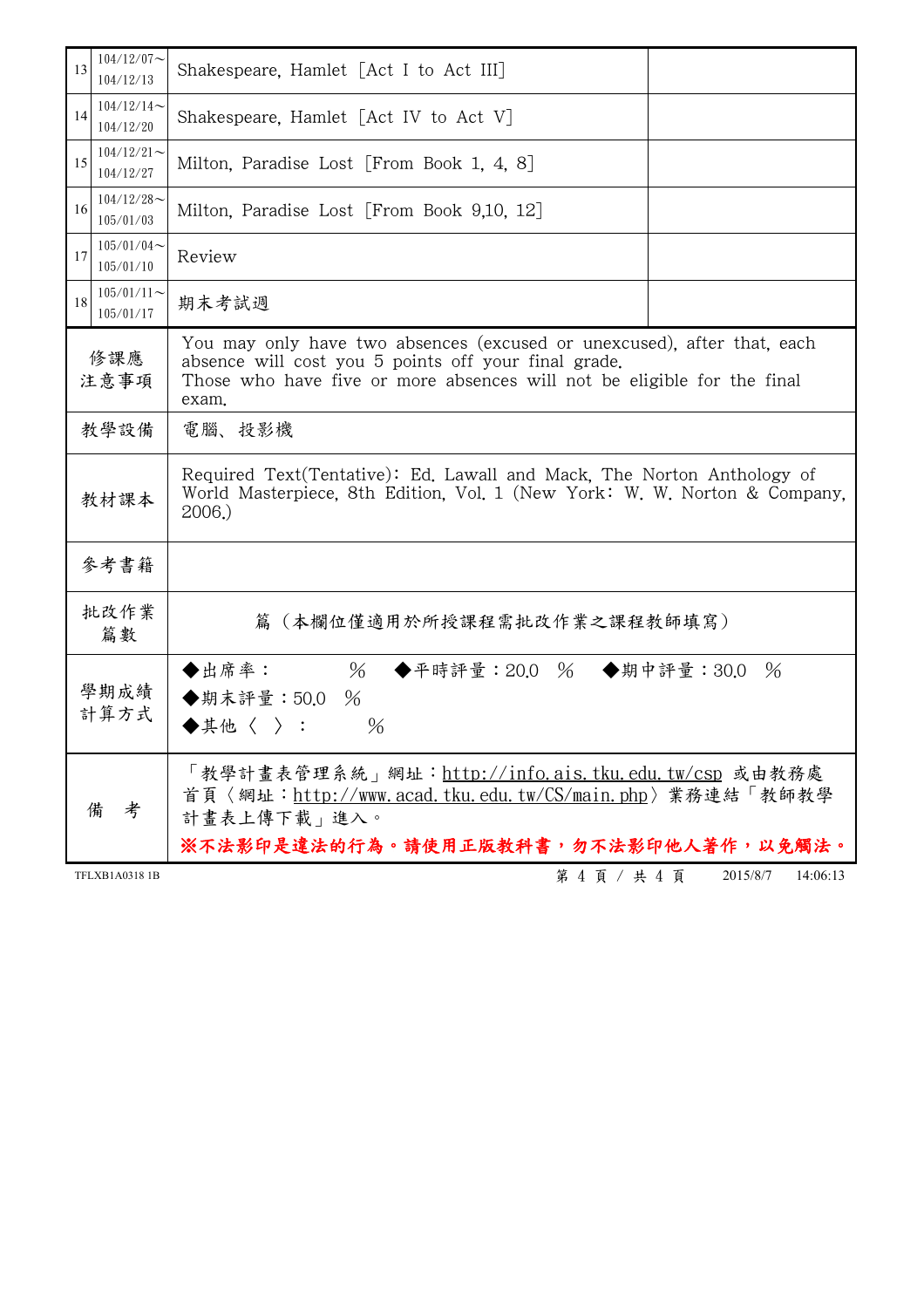| | | | |
|---|---|---|---|
| 13 | 104/12/07～<br>104/12/13 | Shakespeare, Hamlet [Act I to Act III] | |
| 14 | 104/12/14～<br>104/12/20 | Shakespeare, Hamlet [Act IV to Act V] | |
| 15 | 104/12/21～<br>104/12/27 | Milton, Paradise Lost [From Book 1, 4, 8] | |
| 16 | 104/12/28～<br>105/01/03 | Milton, Paradise Lost [From Book 9,10, 12] | |
| 17 | 105/01/04～<br>105/01/10 | Review | |
| 18 | 105/01/11～<br>105/01/17 | 期末考試週 | |

| | |
|---|---|
| 修課應<br>注意事項 | You may only have two absences (excused or unexcused), after that, each absence will cost you 5 points off your final grade.<br>Those who have five or more absences will not be eligible for the final exam. |
| 教學設備 | 電腦、投影機 |
| 教材課本 | Required Text(Tentative): Ed. Lawall and Mack, The Norton Anthology of World Masterpiece, 8th Edition, Vol. 1 (New York: W. W. Norton & Company, 2006.) |
| 參考書籍 | |
| 批改作業<br>篇數 | 篇（本欄位僅適用於所授課程需批改作業之課程教師填寫） |
| 學期成績<br>計算方式 | ◆出席率： ％ ◆平時評量：20.0 ％ ◆期中評量：30.0 ％<br>◆期末評量：50.0 ％<br>◆其他〈 〉： ％ |
| 備 考 | 「教學計畫表管理系統」網址：http://info.ais.tku.edu.tw/csp 或由教務處首頁〈網址：http://www.acad.tku.edu.tw/CS/main.php〉業務連結「教師教學計畫表上傳下載」進入。<br>**※不法影印是違法的行為。請使用正版教科書，勿不法影印他人著作，以免觸法。** |

TFLXB1A0318 1B 2015/8/7 14:06:13